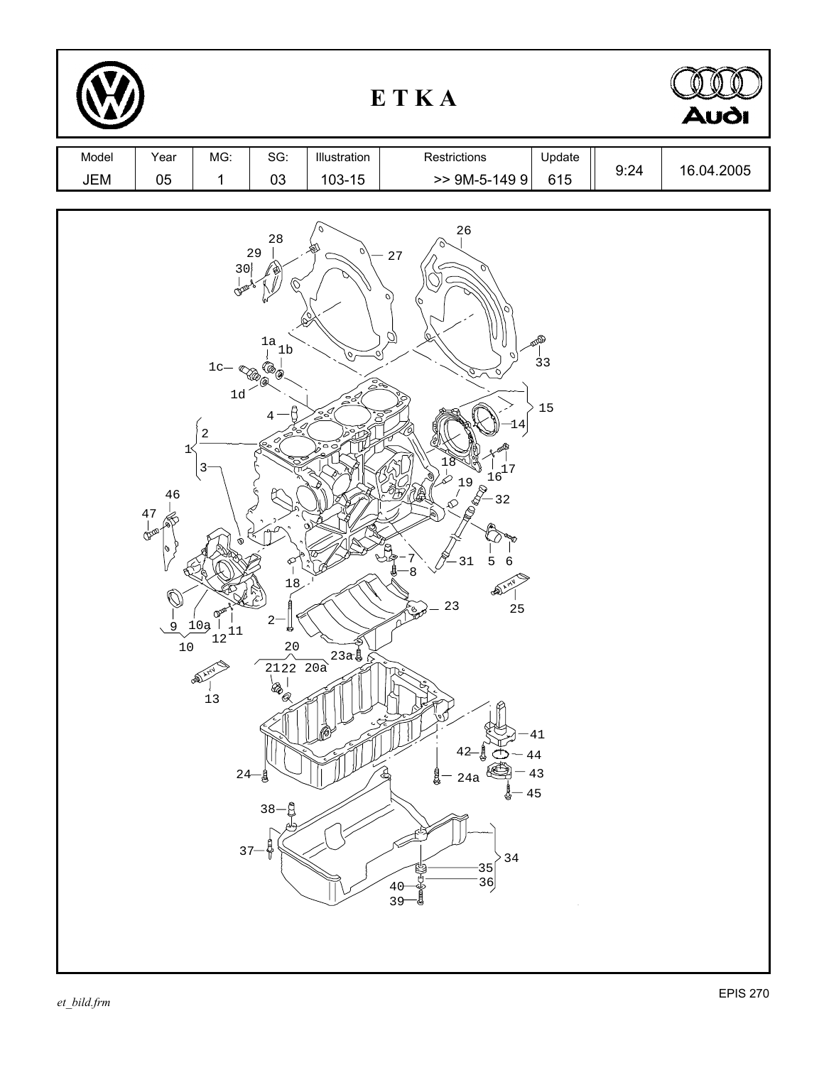# ETKA

| Model | Year | MG: | SG: | Illustration | Restrictions | Update | | |
|---|---|---|---|---|---|---|---|---|
| JEM | 05 | 1 | 03 | 103-15 | >> 9M-5-149 9 | 615 | 9:24 | 16.04.2005 |

et_bild.frm

EPIS 270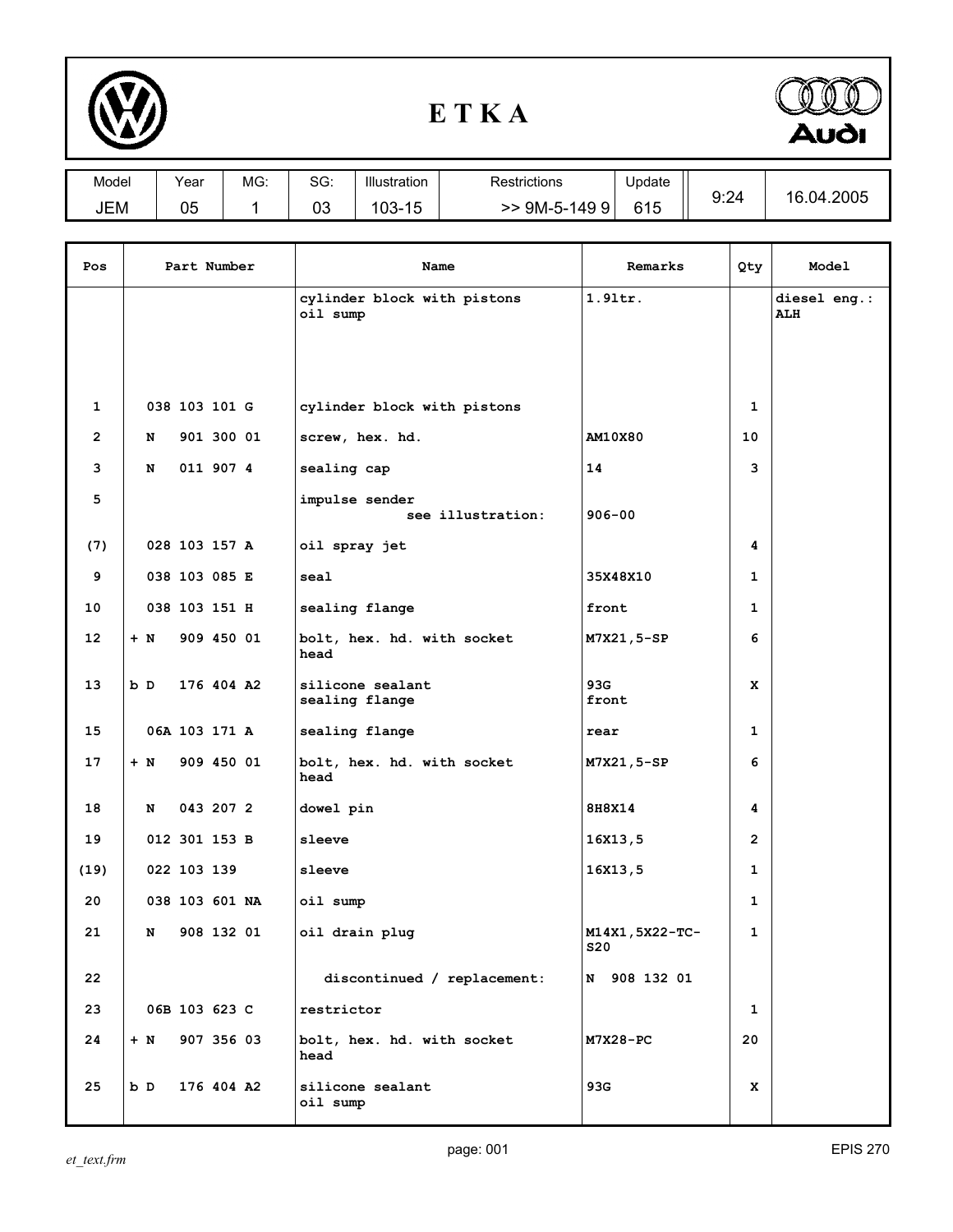# ETKA

| Model | Year | MG: | SG: | Illustration | Restrictions | Update | | |
|---|---|---|---|---|---|---|---|---|
| JEM | 05 | 1 | 03 | 103-15 | >> 9M-5-149 9 | 615 | 9:24 | 16.04.2005 |

| Pos | Part Number | Name | Remarks | Qty | Model |
|---|---|---|---|---|---|
| | | cylinder block with pistons oil sump | 1.9ltr. | | diesel eng.: ALH |
| 1 | 038 103 101 G | cylinder block with pistons | | 1 | |
| 2 | N 901 300 01 | screw, hex. hd. | AM10X80 | 10 | |
| 3 | N 011 907 4 | sealing cap | 14 | 3 | |
| 5 | | impulse sender see illustration: | 906-00 | | |
| (7) | 028 103 157 A | oil spray jet | | 4 | |
| 9 | 038 103 085 E | seal | 35X48X10 | 1 | |
| 10 | 038 103 151 H | sealing flange | front | 1 | |
| 12 | + N 909 450 01 | bolt, hex. hd. with socket head | M7X21,5-SP | 6 | |
| 13 | b D 176 404 A2 | silicone sealant sealing flange | 93G front | X | |
| 15 | 06A 103 171 A | sealing flange | rear | 1 | |
| 17 | + N 909 450 01 | bolt, hex. hd. with socket head | M7X21,5-SP | 6 | |
| 18 | N 043 207 2 | dowel pin | 8H8X14 | 4 | |
| 19 | 012 301 153 B | sleeve | 16X13,5 | 2 | |
| (19) | 022 103 139 | sleeve | 16X13,5 | 1 | |
| 20 | 038 103 601 NA | oil sump | | 1 | |
| 21 | N 908 132 01 | oil drain plug | M14X1,5X22-TC-S20 | 1 | |
| 22 | | discontinued / replacement: | N 908 132 01 | | |
| 23 | 06B 103 623 C | restrictor | | 1 | |
| 24 | + N 907 356 03 | bolt, hex. hd. with socket head | M7X28-PC | 20 | |
| 25 | b D 176 404 A2 | silicone sealant oil sump | 93G | X | |

*et_text.frm* EPIS 270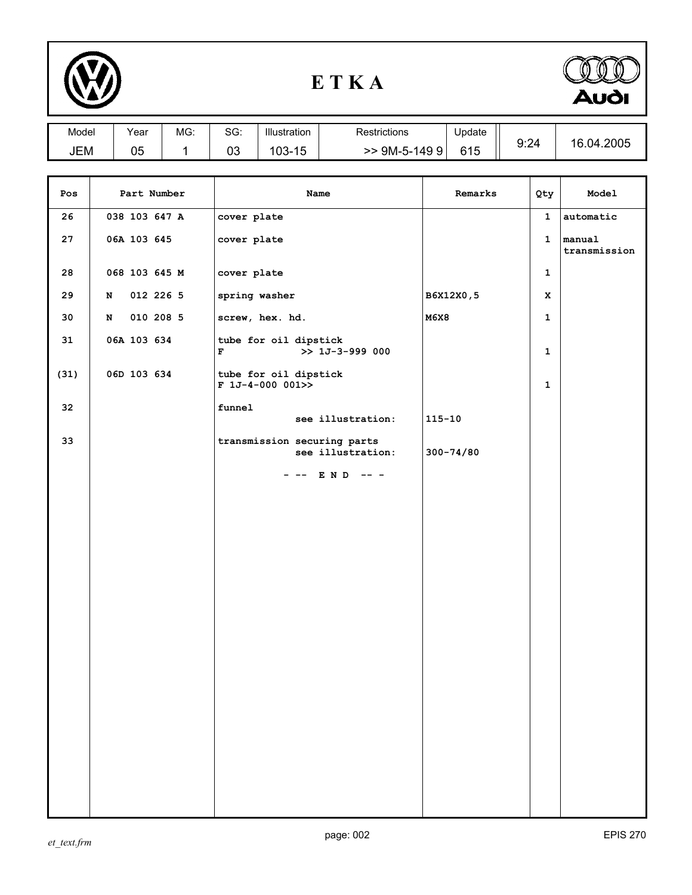# ETKA

| Model | Year | MG: | SG: | Illustration | Restrictions | Update | | |
|---|---|---|---|---|---|---|---|---|
| JEM | 05 | 1 | 03 | 103-15 | >> 9M-5-149 9 | 615 | 9:24 | 16.04.2005 |

| Pos | Part Number | Name | Remarks | Qty | Model |
|---|---|---|---|---|---|
| 26 | 038 103 647 A | cover plate | | 1 | automatic |
| 27 | 06A 103 645 | cover plate | | 1 | manual transmission |
| 28 | 068 103 645 M | cover plate | | 1 | |
| 29 | N 012 226 5 | spring washer | B6X12X0,5 | X | |
| 30 | N 010 208 5 | screw, hex. hd. | M6X8 | 1 | |
| 31 | 06A 103 634 | tube for oil dipstick<br>F >> 1J-3-999 000 | | 1 | |
| (31) | 06D 103 634 | tube for oil dipstick<br>F 1J-4-000 001>> | | 1 | |
| 32 | | funnel<br>see illustration: | 115-10 | | |
| 33 | | transmission securing parts<br>see illustration: | 300-74/80 | | |
| | | - -- E N D -- - | | | |

et_text.frm

EPIS 270